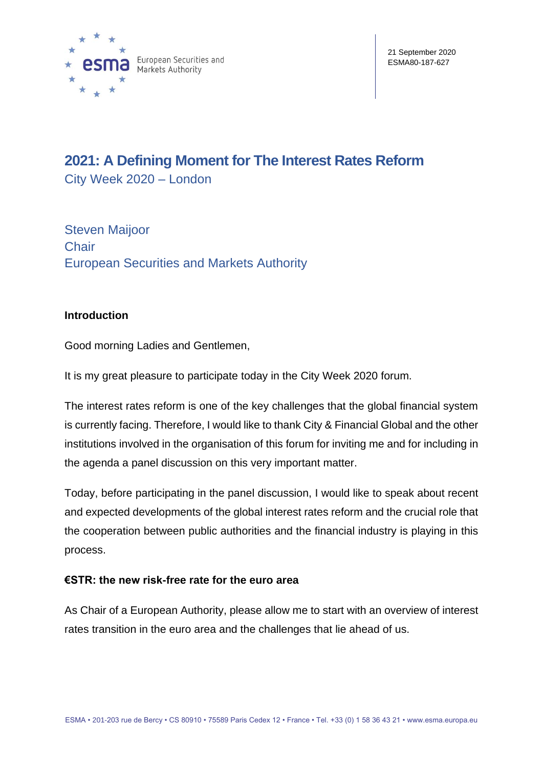21 September 2020
ESMA80-187-627

# 2021: A Defining Moment for The Interest Rates Reform

City Week 2020 – London

Steven Maijoor
Chair
European Securities and Markets Authority

## Introduction

Good morning Ladies and Gentlemen,

It is my great pleasure to participate today in the City Week 2020 forum.

The interest rates reform is one of the key challenges that the global financial system is currently facing. Therefore, I would like to thank City & Financial Global and the other institutions involved in the organisation of this forum for inviting me and for including in the agenda a panel discussion on this very important matter.

Today, before participating in the panel discussion, I would like to speak about recent and expected developments of the global interest rates reform and the crucial role that the cooperation between public authorities and the financial industry is playing in this process.

## €STR: the new risk-free rate for the euro area

As Chair of a European Authority, please allow me to start with an overview of interest rates transition in the euro area and the challenges that lie ahead of us.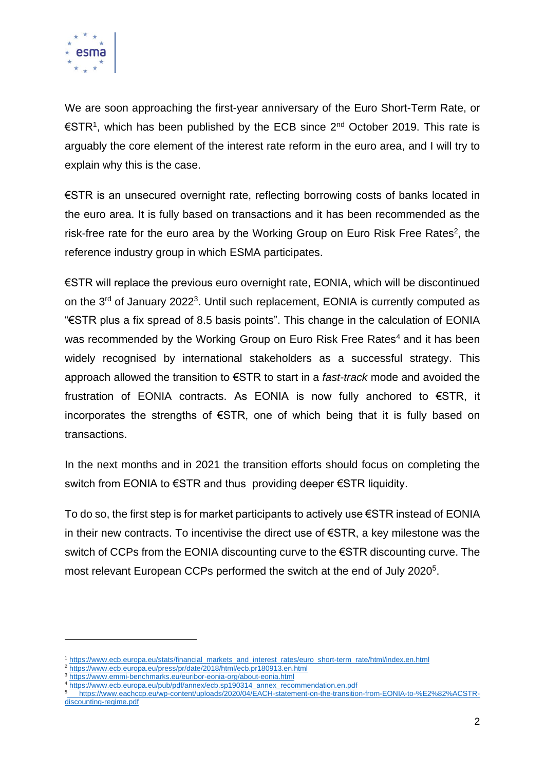We are soon approaching the first-year anniversary of the Euro Short-Term Rate, or €STR[1], which has been published by the ECB since 2nd October 2019. This rate is arguably the core element of the interest rate reform in the euro area, and I will try to explain why this is the case.

€STR is an unsecured overnight rate, reflecting borrowing costs of banks located in the euro area. It is fully based on transactions and it has been recommended as the risk-free rate for the euro area by the Working Group on Euro Risk Free Rates[2], the reference industry group in which ESMA participates.

€STR will replace the previous euro overnight rate, EONIA, which will be discontinued on the 3rd of January 2022[3]. Until such replacement, EONIA is currently computed as "€STR plus a fix spread of 8.5 basis points". This change in the calculation of EONIA was recommended by the Working Group on Euro Risk Free Rates[4] and it has been widely recognised by international stakeholders as a successful strategy. This approach allowed the transition to €STR to start in a *fast-track* mode and avoided the frustration of EONIA contracts. As EONIA is now fully anchored to €STR, it incorporates the strengths of €STR, one of which being that it is fully based on transactions.

In the next months and in 2021 the transition efforts should focus on completing the switch from EONIA to €STR and thus providing deeper €STR liquidity.

To do so, the first step is for market participants to actively use €STR instead of EONIA in their new contracts. To incentivise the direct use of €STR, a key milestone was the switch of CCPs from the EONIA discounting curve to the €STR discounting curve. The most relevant European CCPs performed the switch at the end of July 2020[5].

---

[1] https://www.ecb.europa.eu/stats/financial_markets_and_interest_rates/euro_short-term_rate/html/index.en.html

[2] https://www.ecb.europa.eu/press/pr/date/2018/html/ecb.pr180913.en.html

[3] https://www.emmi-benchmarks.eu/euribor-eonia-org/about-eonia.html

[4] https://www.ecb.europa.eu/pub/pdf/annex/ecb.sp190314_annex_recommendation.en.pdf

[5] https://www.eachccp.eu/wp-content/uploads/2020/04/EACH-statement-on-the-transition-from-EONIA-to-%E2%82%ACSTR-discounting-regime.pdf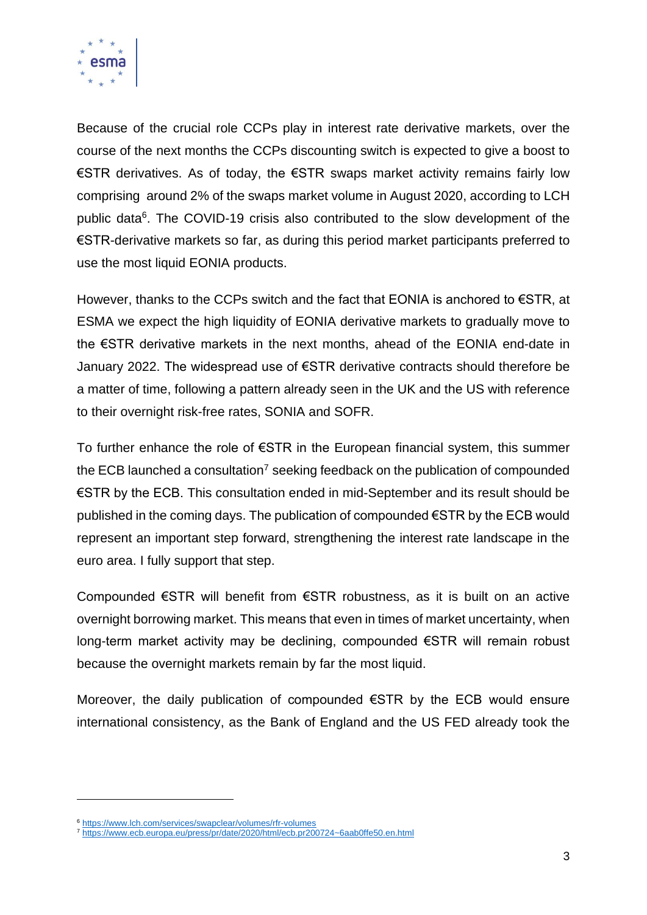Because of the crucial role CCPs play in interest rate derivative markets, over the course of the next months the CCPs discounting switch is expected to give a boost to €STR derivatives. As of today, the €STR swaps market activity remains fairly low comprising around 2% of the swaps market volume in August 2020, according to LCH public data[6]. The COVID-19 crisis also contributed to the slow development of the €STR-derivative markets so far, as during this period market participants preferred to use the most liquid EONIA products.

However, thanks to the CCPs switch and the fact that EONIA is anchored to €STR, at ESMA we expect the high liquidity of EONIA derivative markets to gradually move to the €STR derivative markets in the next months, ahead of the EONIA end-date in January 2022. The widespread use of €STR derivative contracts should therefore be a matter of time, following a pattern already seen in the UK and the US with reference to their overnight risk-free rates, SONIA and SOFR.

To further enhance the role of €STR in the European financial system, this summer the ECB launched a consultation[7] seeking feedback on the publication of compounded €STR by the ECB. This consultation ended in mid-September and its result should be published in the coming days. The publication of compounded €STR by the ECB would represent an important step forward, strengthening the interest rate landscape in the euro area. I fully support that step.

Compounded €STR will benefit from €STR robustness, as it is built on an active overnight borrowing market. This means that even in times of market uncertainty, when long-term market activity may be declining, compounded €STR will remain robust because the overnight markets remain by far the most liquid.

Moreover, the daily publication of compounded €STR by the ECB would ensure international consistency, as the Bank of England and the US FED already took the

---

[6] https://www.lch.com/services/swapclear/volumes/rfr-volumes

[7] https://www.ecb.europa.eu/press/pr/date/2020/html/ecb.pr200724~6aab0ffe50.en.html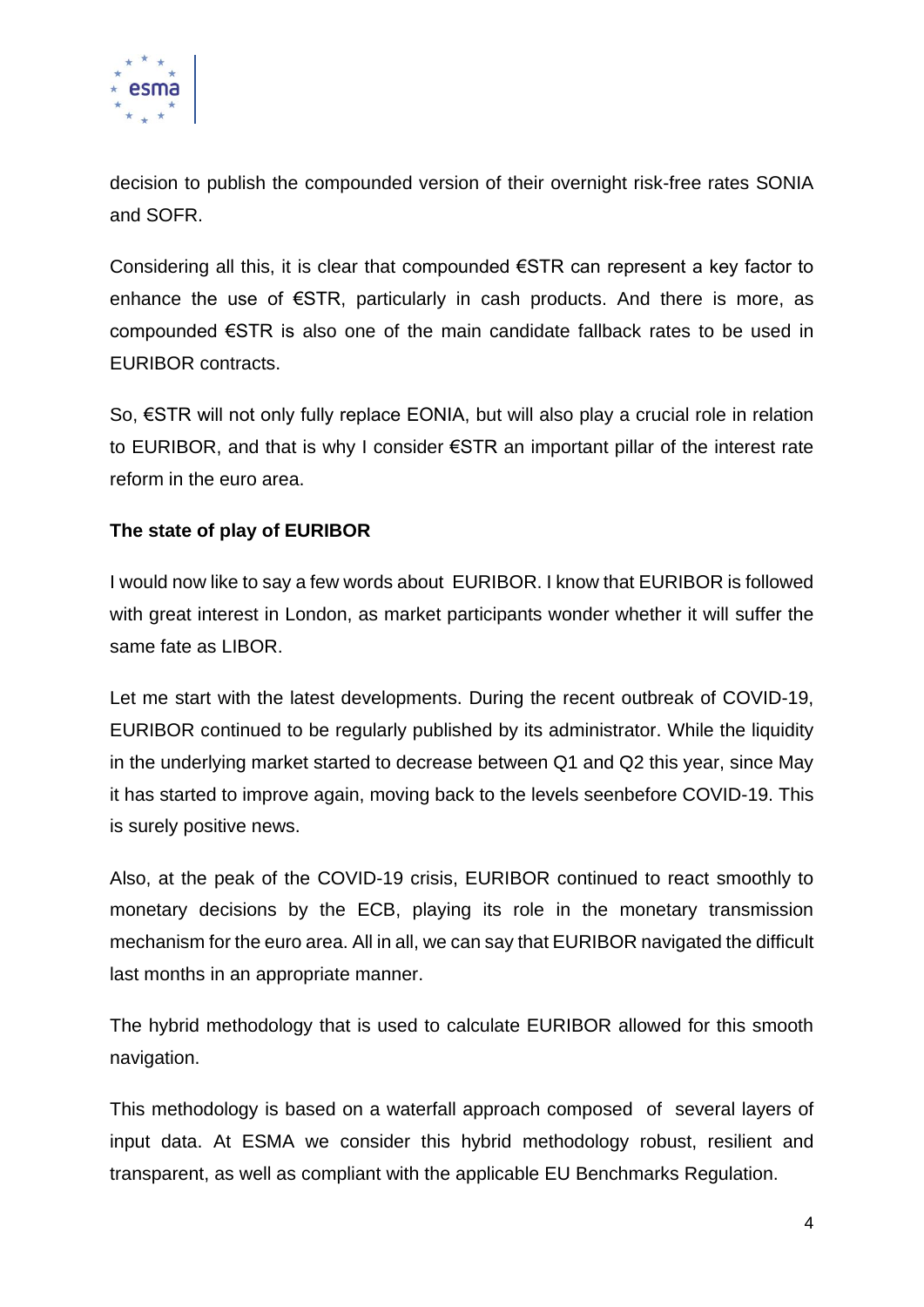decision to publish the compounded version of their overnight risk-free rates SONIA and SOFR.

Considering all this, it is clear that compounded €STR can represent a key factor to enhance the use of €STR, particularly in cash products. And there is more, as compounded €STR is also one of the main candidate fallback rates to be used in EURIBOR contracts.

So, €STR will not only fully replace EONIA, but will also play a crucial role in relation to EURIBOR, and that is why I consider €STR an important pillar of the interest rate reform in the euro area.

**The state of play of EURIBOR**

I would now like to say a few words about EURIBOR. I know that EURIBOR is followed with great interest in London, as market participants wonder whether it will suffer the same fate as LIBOR.

Let me start with the latest developments. During the recent outbreak of COVID-19, EURIBOR continued to be regularly published by its administrator. While the liquidity in the underlying market started to decrease between Q1 and Q2 this year, since May it has started to improve again, moving back to the levels seenbefore COVID-19. This is surely positive news.

Also, at the peak of the COVID-19 crisis, EURIBOR continued to react smoothly to monetary decisions by the ECB, playing its role in the monetary transmission mechanism for the euro area. All in all, we can say that EURIBOR navigated the difficult last months in an appropriate manner.

The hybrid methodology that is used to calculate EURIBOR allowed for this smooth navigation.

This methodology is based on a waterfall approach composed of several layers of input data. At ESMA we consider this hybrid methodology robust, resilient and transparent, as well as compliant with the applicable EU Benchmarks Regulation.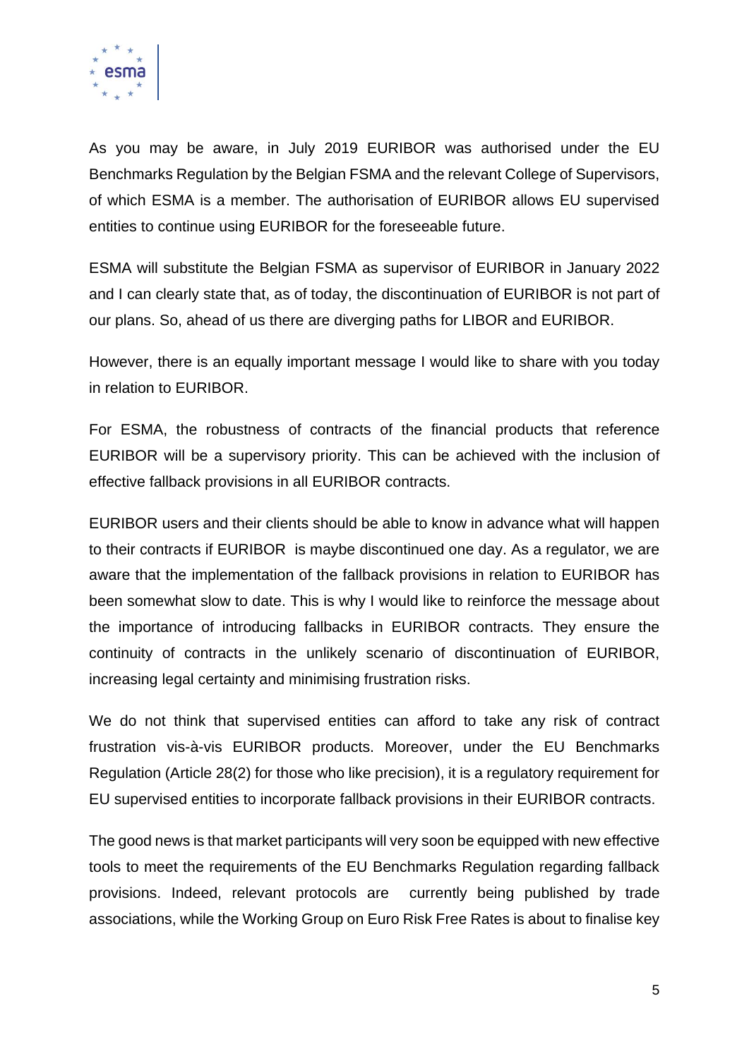As you may be aware, in July 2019 EURIBOR was authorised under the EU Benchmarks Regulation by the Belgian FSMA and the relevant College of Supervisors, of which ESMA is a member. The authorisation of EURIBOR allows EU supervised entities to continue using EURIBOR for the foreseeable future.

ESMA will substitute the Belgian FSMA as supervisor of EURIBOR in January 2022 and I can clearly state that, as of today, the discontinuation of EURIBOR is not part of our plans. So, ahead of us there are diverging paths for LIBOR and EURIBOR.

However, there is an equally important message I would like to share with you today in relation to EURIBOR.

For ESMA, the robustness of contracts of the financial products that reference EURIBOR will be a supervisory priority. This can be achieved with the inclusion of effective fallback provisions in all EURIBOR contracts.

EURIBOR users and their clients should be able to know in advance what will happen to their contracts if EURIBOR is maybe discontinued one day. As a regulator, we are aware that the implementation of the fallback provisions in relation to EURIBOR has been somewhat slow to date. This is why I would like to reinforce the message about the importance of introducing fallbacks in EURIBOR contracts. They ensure the continuity of contracts in the unlikely scenario of discontinuation of EURIBOR, increasing legal certainty and minimising frustration risks.

We do not think that supervised entities can afford to take any risk of contract frustration vis-à-vis EURIBOR products. Moreover, under the EU Benchmarks Regulation (Article 28(2) for those who like precision), it is a regulatory requirement for EU supervised entities to incorporate fallback provisions in their EURIBOR contracts.

The good news is that market participants will very soon be equipped with new effective tools to meet the requirements of the EU Benchmarks Regulation regarding fallback provisions. Indeed, relevant protocols are currently being published by trade associations, while the Working Group on Euro Risk Free Rates is about to finalise key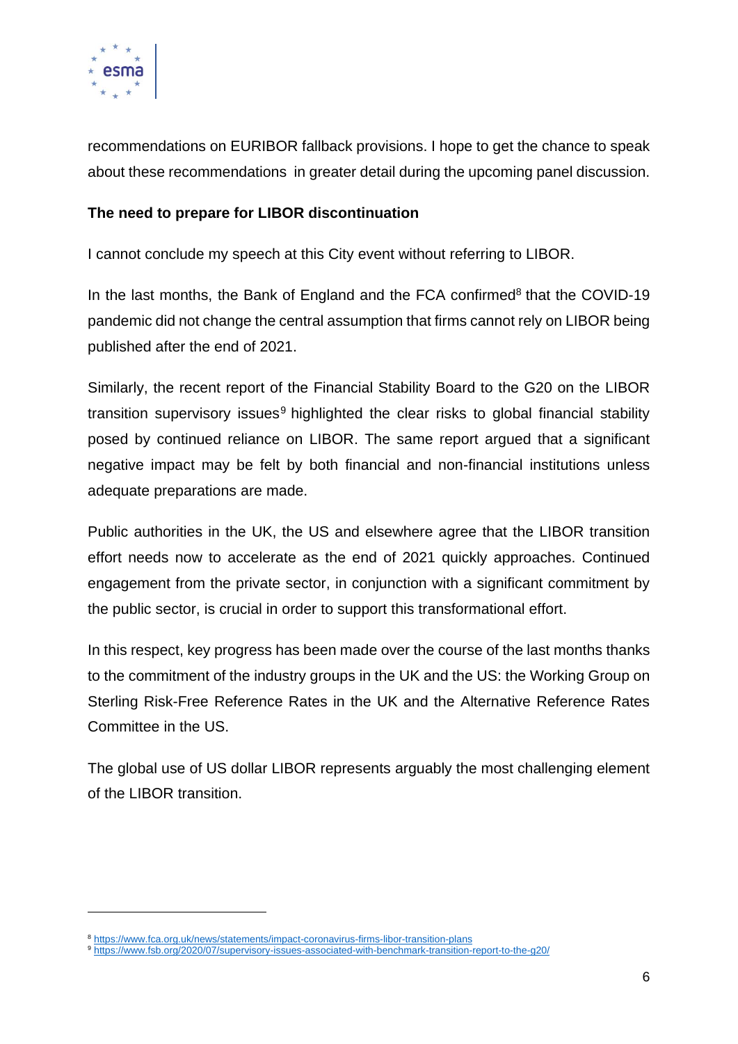recommendations on EURIBOR fallback provisions. I hope to get the chance to speak about these recommendations in greater detail during the upcoming panel discussion.

**The need to prepare for LIBOR discontinuation**

I cannot conclude my speech at this City event without referring to LIBOR.

In the last months, the Bank of England and the FCA confirmed[8] that the COVID-19 pandemic did not change the central assumption that firms cannot rely on LIBOR being published after the end of 2021.

Similarly, the recent report of the Financial Stability Board to the G20 on the LIBOR transition supervisory issues[9] highlighted the clear risks to global financial stability posed by continued reliance on LIBOR. The same report argued that a significant negative impact may be felt by both financial and non-financial institutions unless adequate preparations are made.

Public authorities in the UK, the US and elsewhere agree that the LIBOR transition effort needs now to accelerate as the end of 2021 quickly approaches. Continued engagement from the private sector, in conjunction with a significant commitment by the public sector, is crucial in order to support this transformational effort.

In this respect, key progress has been made over the course of the last months thanks to the commitment of the industry groups in the UK and the US: the Working Group on Sterling Risk-Free Reference Rates in the UK and the Alternative Reference Rates Committee in the US.

The global use of US dollar LIBOR represents arguably the most challenging element of the LIBOR transition.

---

[8] https://www.fca.org.uk/news/statements/impact-coronavirus-firms-libor-transition-plans

[9] https://www.fsb.org/2020/07/supervisory-issues-associated-with-benchmark-transition-report-to-the-g20/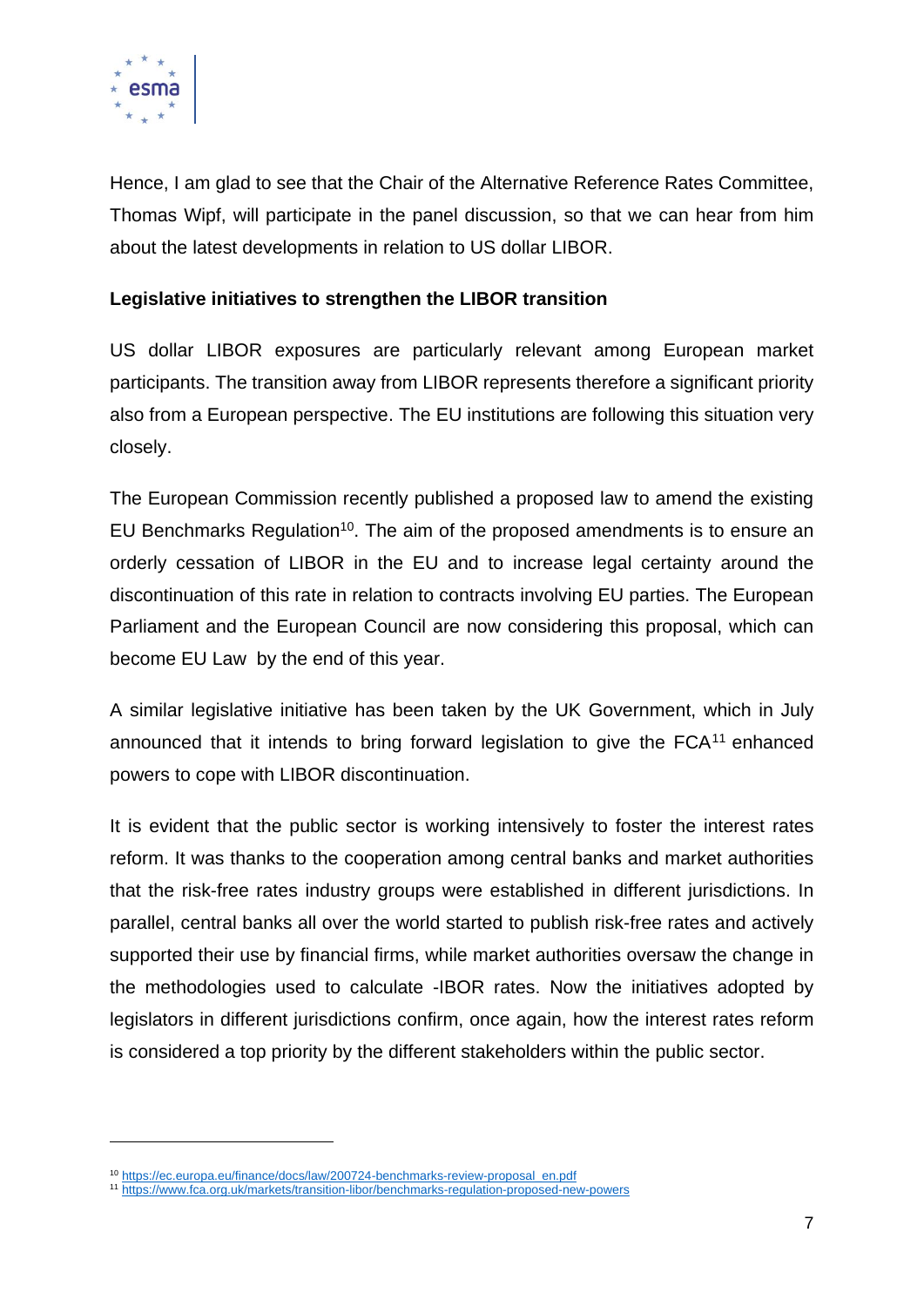Hence, I am glad to see that the Chair of the Alternative Reference Rates Committee, Thomas Wipf, will participate in the panel discussion, so that we can hear from him about the latest developments in relation to US dollar LIBOR.

**Legislative initiatives to strengthen the LIBOR transition**

US dollar LIBOR exposures are particularly relevant among European market participants. The transition away from LIBOR represents therefore a significant priority also from a European perspective. The EU institutions are following this situation very closely.

The European Commission recently published a proposed law to amend the existing EU Benchmarks Regulation[10]. The aim of the proposed amendments is to ensure an orderly cessation of LIBOR in the EU and to increase legal certainty around the discontinuation of this rate in relation to contracts involving EU parties. The European Parliament and the European Council are now considering this proposal, which can become EU Law by the end of this year.

A similar legislative initiative has been taken by the UK Government, which in July announced that it intends to bring forward legislation to give the FCA[11] enhanced powers to cope with LIBOR discontinuation.

It is evident that the public sector is working intensively to foster the interest rates reform. It was thanks to the cooperation among central banks and market authorities that the risk-free rates industry groups were established in different jurisdictions. In parallel, central banks all over the world started to publish risk-free rates and actively supported their use by financial firms, while market authorities oversaw the change in the methodologies used to calculate -IBOR rates. Now the initiatives adopted by legislators in different jurisdictions confirm, once again, how the interest rates reform is considered a top priority by the different stakeholders within the public sector.

[10] https://ec.europa.eu/finance/docs/law/200724-benchmarks-review-proposal_en.pdf

[11] https://www.fca.org.uk/markets/transition-libor/benchmarks-regulation-proposed-new-powers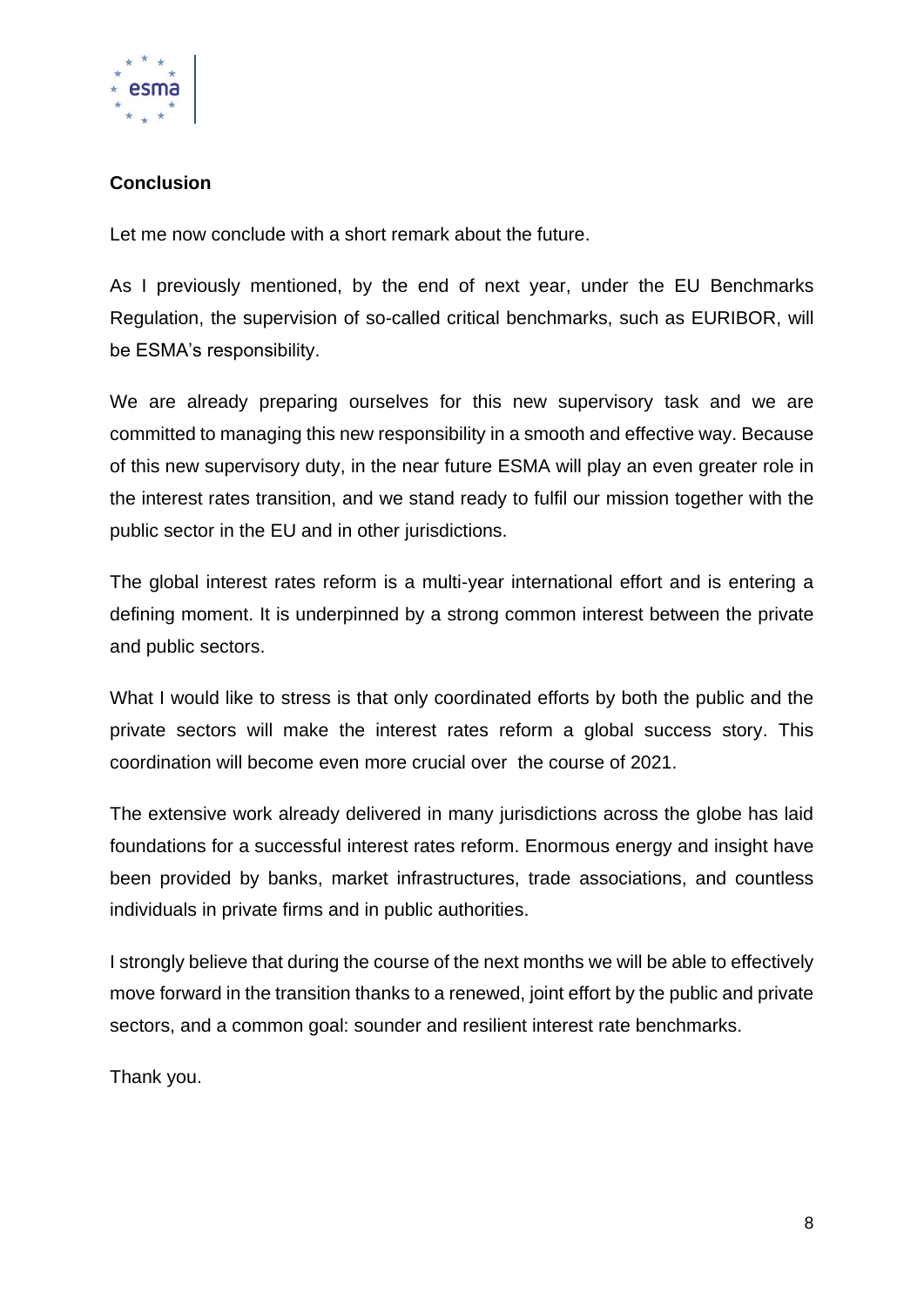**Conclusion**

Let me now conclude with a short remark about the future.

As I previously mentioned, by the end of next year, under the EU Benchmarks Regulation, the supervision of so-called critical benchmarks, such as EURIBOR, will be ESMA's responsibility.

We are already preparing ourselves for this new supervisory task and we are committed to managing this new responsibility in a smooth and effective way. Because of this new supervisory duty, in the near future ESMA will play an even greater role in the interest rates transition, and we stand ready to fulfil our mission together with the public sector in the EU and in other jurisdictions.

The global interest rates reform is a multi-year international effort and is entering a defining moment. It is underpinned by a strong common interest between the private and public sectors.

What I would like to stress is that only coordinated efforts by both the public and the private sectors will make the interest rates reform a global success story. This coordination will become even more crucial over the course of 2021.

The extensive work already delivered in many jurisdictions across the globe has laid foundations for a successful interest rates reform. Enormous energy and insight have been provided by banks, market infrastructures, trade associations, and countless individuals in private firms and in public authorities.

I strongly believe that during the course of the next months we will be able to effectively move forward in the transition thanks to a renewed, joint effort by the public and private sectors, and a common goal: sounder and resilient interest rate benchmarks.

Thank you.